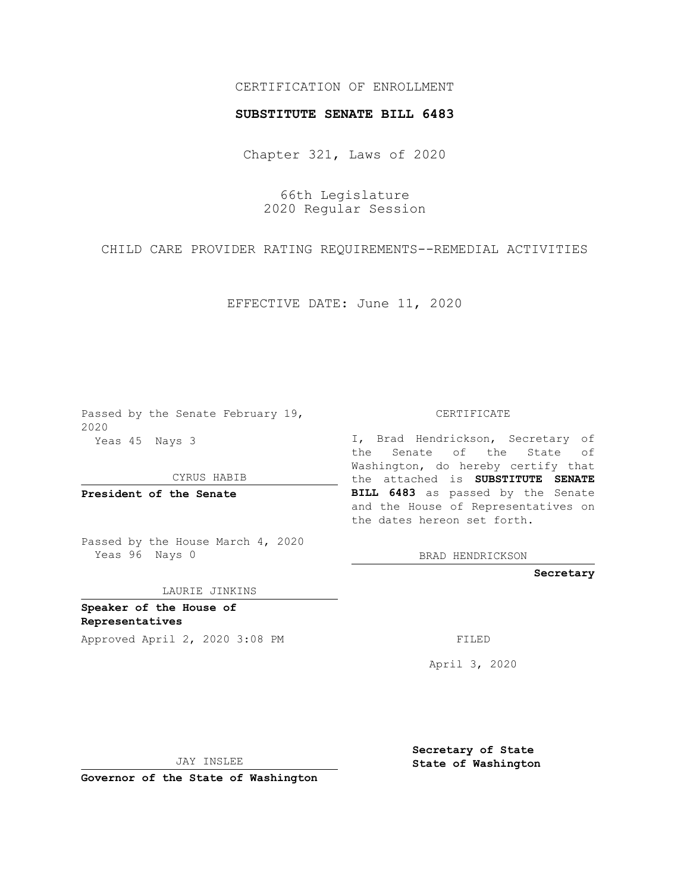CERTIFICATION OF ENROLLMENT

**SUBSTITUTE SENATE BILL 6483**

Chapter 321, Laws of 2020

66th Legislature
2020 Regular Session

CHILD CARE PROVIDER RATING REQUIREMENTS--REMEDIAL ACTIVITIES

EFFECTIVE DATE: June 11, 2020

Passed by the Senate February 19, 2020
Yeas 45 Nays 3

CYRUS HABIB

**President of the Senate**

Passed by the House March 4, 2020
Yeas 96 Nays 0

LAURIE JINKINS

**Speaker of the House of Representatives**

Approved April 2, 2020 3:08 PM

JAY INSLEE

**Governor of the State of Washington**

CERTIFICATE

I, Brad Hendrickson, Secretary of the Senate of the State of Washington, do hereby certify that the attached is **SUBSTITUTE SENATE BILL 6483** as passed by the Senate and the House of Representatives on the dates hereon set forth.

BRAD HENDRICKSON

**Secretary**

FILED

April 3, 2020

**Secretary of State**
**State of Washington**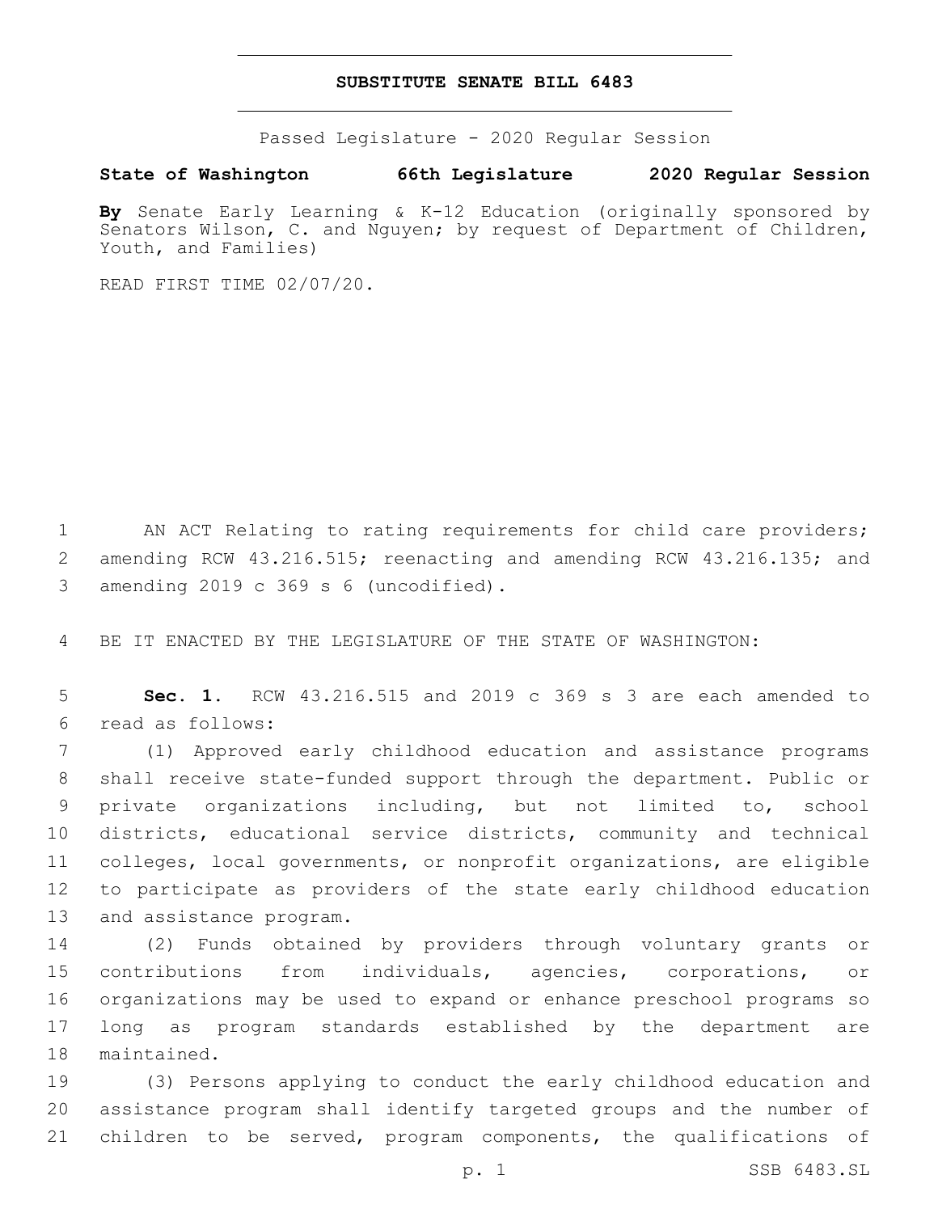# SUBSTITUTE SENATE BILL 6483

Passed Legislature - 2020 Regular Session

**State of Washington 66th Legislature 2020 Regular Session**

**By** Senate Early Learning & K-12 Education (originally sponsored by Senators Wilson, C. and Nguyen; by request of Department of Children, Youth, and Families)

READ FIRST TIME 02/07/20.

1 AN ACT Relating to rating requirements for child care providers; 2 amending RCW 43.216.515; reenacting and amending RCW 43.216.135; and 3 amending 2019 c 369 s 6 (uncodified).

4 BE IT ENACTED BY THE LEGISLATURE OF THE STATE OF WASHINGTON:

5 **Sec. 1.** RCW 43.216.515 and 2019 c 369 s 3 are each amended to 6 read as follows:

7 (1) Approved early childhood education and assistance programs 8 shall receive state-funded support through the department. Public or 9 private organizations including, but not limited to, school 10 districts, educational service districts, community and technical 11 colleges, local governments, or nonprofit organizations, are eligible 12 to participate as providers of the state early childhood education 13 and assistance program.

14 (2) Funds obtained by providers through voluntary grants or 15 contributions from individuals, agencies, corporations, or 16 organizations may be used to expand or enhance preschool programs so 17 long as program standards established by the department are 18 maintained.

19 (3) Persons applying to conduct the early childhood education and 20 assistance program shall identify targeted groups and the number of 21 children to be served, program components, the qualifications of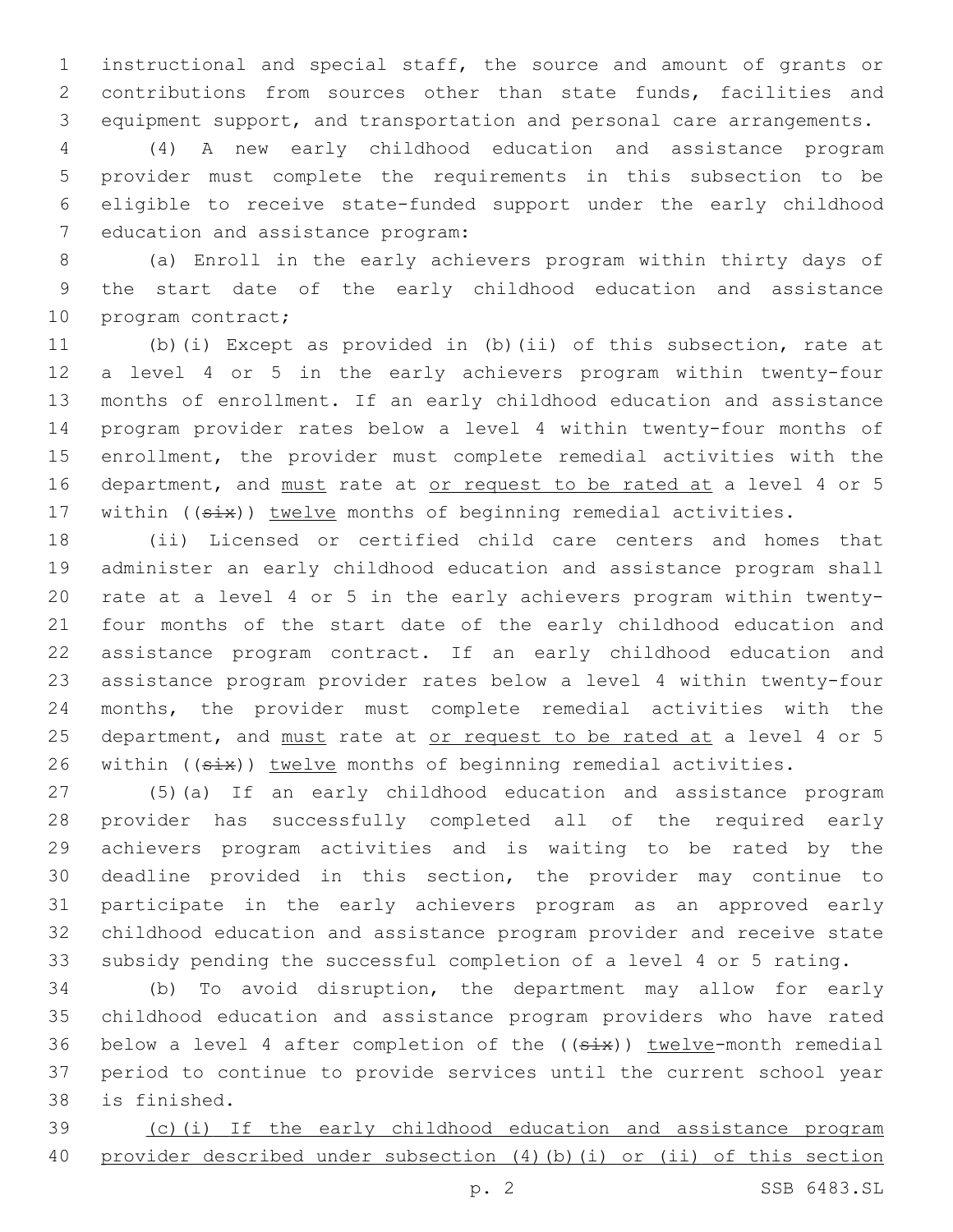instructional and special staff, the source and amount of grants or contributions from sources other than state funds, facilities and equipment support, and transportation and personal care arrangements.

(4) A new early childhood education and assistance program provider must complete the requirements in this subsection to be eligible to receive state-funded support under the early childhood education and assistance program:

(a) Enroll in the early achievers program within thirty days of the start date of the early childhood education and assistance program contract;

(b)(i) Except as provided in (b)(ii) of this subsection, rate at a level 4 or 5 in the early achievers program within twenty-four months of enrollment. If an early childhood education and assistance program provider rates below a level 4 within twenty-four months of enrollment, the provider must complete remedial activities with the department, and must rate at or request to be rated at a level 4 or 5 within ((~~six~~)) twelve months of beginning remedial activities.

(ii) Licensed or certified child care centers and homes that administer an early childhood education and assistance program shall rate at a level 4 or 5 in the early achievers program within twenty-four months of the start date of the early childhood education and assistance program contract. If an early childhood education and assistance program provider rates below a level 4 within twenty-four months, the provider must complete remedial activities with the department, and must rate at or request to be rated at a level 4 or 5 within ((~~six~~)) twelve months of beginning remedial activities.

(5)(a) If an early childhood education and assistance program provider has successfully completed all of the required early achievers program activities and is waiting to be rated by the deadline provided in this section, the provider may continue to participate in the early achievers program as an approved early childhood education and assistance program provider and receive state subsidy pending the successful completion of a level 4 or 5 rating.

(b) To avoid disruption, the department may allow for early childhood education and assistance program providers who have rated below a level 4 after completion of the ((~~six~~)) twelve-month remedial period to continue to provide services until the current school year is finished.

(c)(i) If the early childhood education and assistance program provider described under subsection (4)(b)(i) or (ii) of this section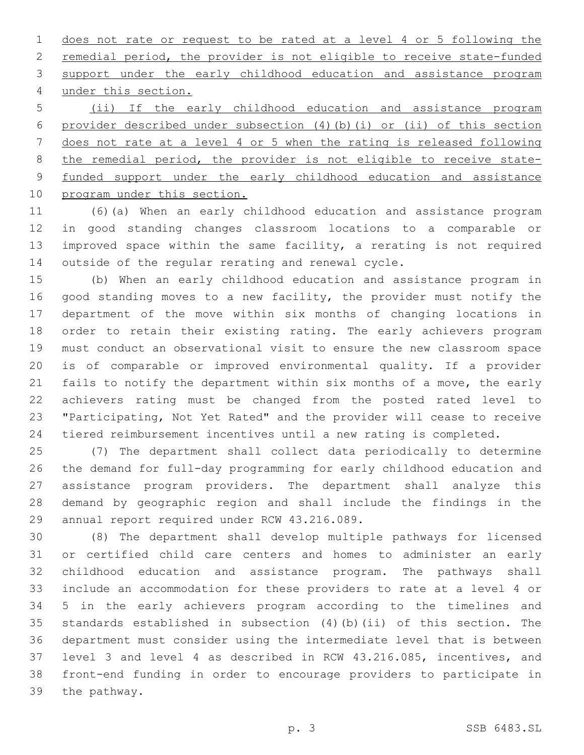does not rate or request to be rated at a level 4 or 5 following the remedial period, the provider is not eligible to receive state-funded support under the early childhood education and assistance program under this section.

(ii) If the early childhood education and assistance program provider described under subsection (4)(b)(i) or (ii) of this section does not rate at a level 4 or 5 when the rating is released following the remedial period, the provider is not eligible to receive state-funded support under the early childhood education and assistance program under this section.

(6)(a) When an early childhood education and assistance program in good standing changes classroom locations to a comparable or improved space within the same facility, a rerating is not required outside of the regular rerating and renewal cycle.

(b) When an early childhood education and assistance program in good standing moves to a new facility, the provider must notify the department of the move within six months of changing locations in order to retain their existing rating. The early achievers program must conduct an observational visit to ensure the new classroom space is of comparable or improved environmental quality. If a provider fails to notify the department within six months of a move, the early achievers rating must be changed from the posted rated level to "Participating, Not Yet Rated" and the provider will cease to receive tiered reimbursement incentives until a new rating is completed.

(7) The department shall collect data periodically to determine the demand for full-day programming for early childhood education and assistance program providers. The department shall analyze this demand by geographic region and shall include the findings in the annual report required under RCW 43.216.089.

(8) The department shall develop multiple pathways for licensed or certified child care centers and homes to administer an early childhood education and assistance program. The pathways shall include an accommodation for these providers to rate at a level 4 or 5 in the early achievers program according to the timelines and standards established in subsection (4)(b)(ii) of this section. The department must consider using the intermediate level that is between level 3 and level 4 as described in RCW 43.216.085, incentives, and front-end funding in order to encourage providers to participate in the pathway.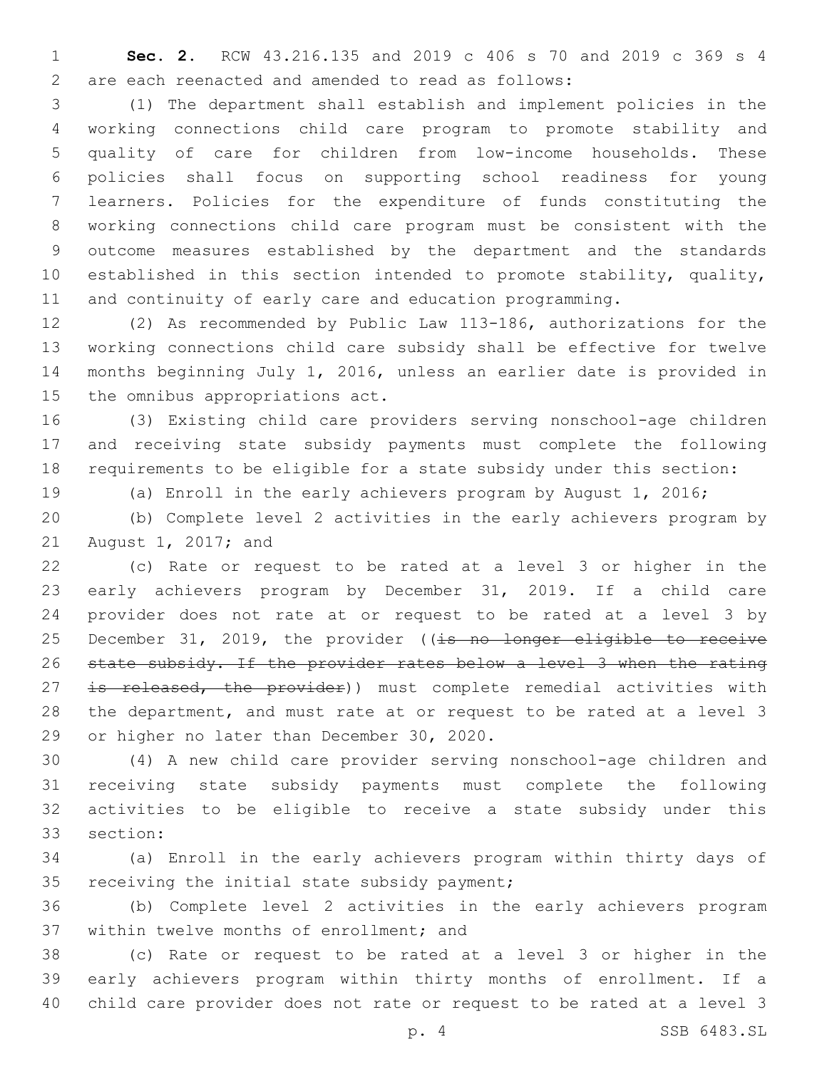**Sec. 2.** RCW 43.216.135 and 2019 c 406 s 70 and 2019 c 369 s 4 are each reenacted and amended to read as follows:

(1) The department shall establish and implement policies in the working connections child care program to promote stability and quality of care for children from low-income households. These policies shall focus on supporting school readiness for young learners. Policies for the expenditure of funds constituting the working connections child care program must be consistent with the outcome measures established by the department and the standards established in this section intended to promote stability, quality, and continuity of early care and education programming.

(2) As recommended by Public Law 113-186, authorizations for the working connections child care subsidy shall be effective for twelve months beginning July 1, 2016, unless an earlier date is provided in the omnibus appropriations act.

(3) Existing child care providers serving nonschool-age children and receiving state subsidy payments must complete the following requirements to be eligible for a state subsidy under this section:

(a) Enroll in the early achievers program by August 1, 2016;

(b) Complete level 2 activities in the early achievers program by August 1, 2017; and

(c) Rate or request to be rated at a level 3 or higher in the early achievers program by December 31, 2019. If a child care provider does not rate at or request to be rated at a level 3 by December 31, 2019, the provider ((~~is no longer eligible to receive state subsidy. If the provider rates below a level 3 when the rating is released, the provider~~)) must complete remedial activities with the department, and must rate at or request to be rated at a level 3 or higher no later than December 30, 2020.

(4) A new child care provider serving nonschool-age children and receiving state subsidy payments must complete the following activities to be eligible to receive a state subsidy under this section:

(a) Enroll in the early achievers program within thirty days of receiving the initial state subsidy payment;

(b) Complete level 2 activities in the early achievers program within twelve months of enrollment; and

(c) Rate or request to be rated at a level 3 or higher in the early achievers program within thirty months of enrollment. If a child care provider does not rate or request to be rated at a level 3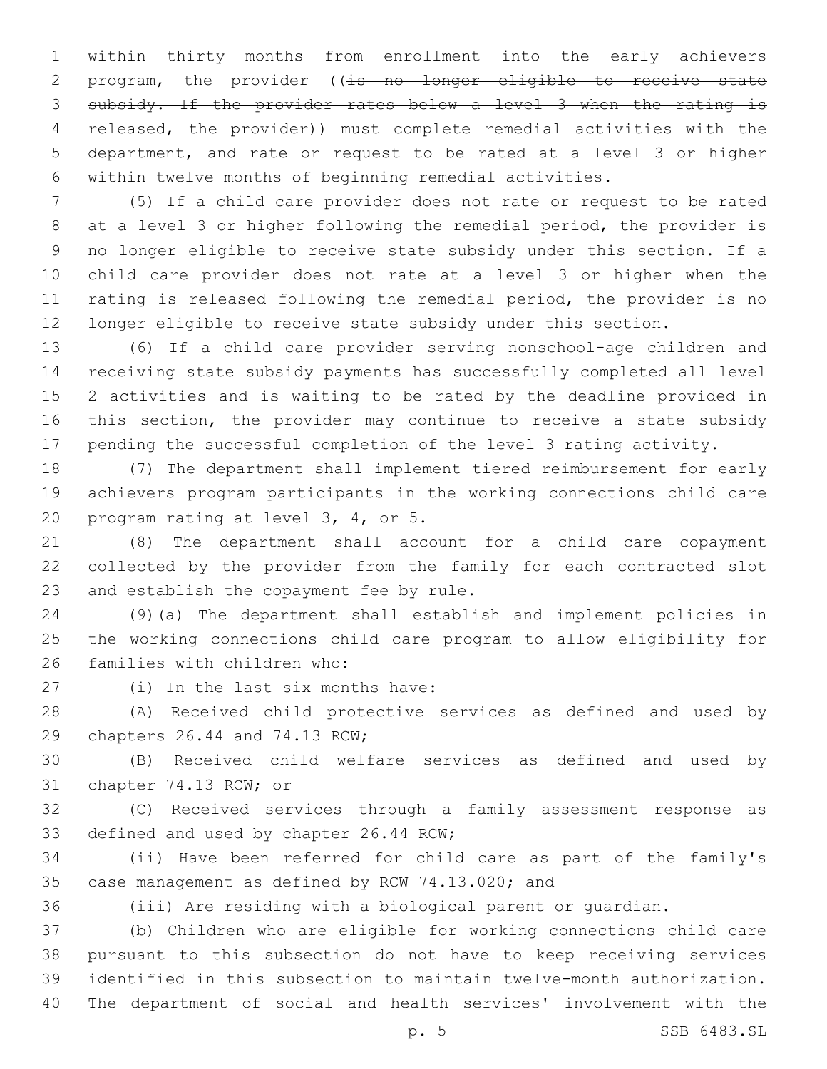within thirty months from enrollment into the early achievers program, the provider ((~~is no longer eligible to receive state subsidy. If the provider rates below a level 3 when the rating is released, the provider~~)) must complete remedial activities with the department, and rate or request to be rated at a level 3 or higher within twelve months of beginning remedial activities.

(5) If a child care provider does not rate or request to be rated at a level 3 or higher following the remedial period, the provider is no longer eligible to receive state subsidy under this section. If a child care provider does not rate at a level 3 or higher when the rating is released following the remedial period, the provider is no longer eligible to receive state subsidy under this section.

(6) If a child care provider serving nonschool-age children and receiving state subsidy payments has successfully completed all level 2 activities and is waiting to be rated by the deadline provided in this section, the provider may continue to receive a state subsidy pending the successful completion of the level 3 rating activity.

(7) The department shall implement tiered reimbursement for early achievers program participants in the working connections child care program rating at level 3, 4, or 5.

(8) The department shall account for a child care copayment collected by the provider from the family for each contracted slot and establish the copayment fee by rule.

(9)(a) The department shall establish and implement policies in the working connections child care program to allow eligibility for families with children who:

(i) In the last six months have:

(A) Received child protective services as defined and used by chapters 26.44 and 74.13 RCW;

(B) Received child welfare services as defined and used by chapter 74.13 RCW; or

(C) Received services through a family assessment response as defined and used by chapter 26.44 RCW;

(ii) Have been referred for child care as part of the family's case management as defined by RCW 74.13.020; and

(iii) Are residing with a biological parent or guardian.

(b) Children who are eligible for working connections child care pursuant to this subsection do not have to keep receiving services identified in this subsection to maintain twelve-month authorization. The department of social and health services' involvement with the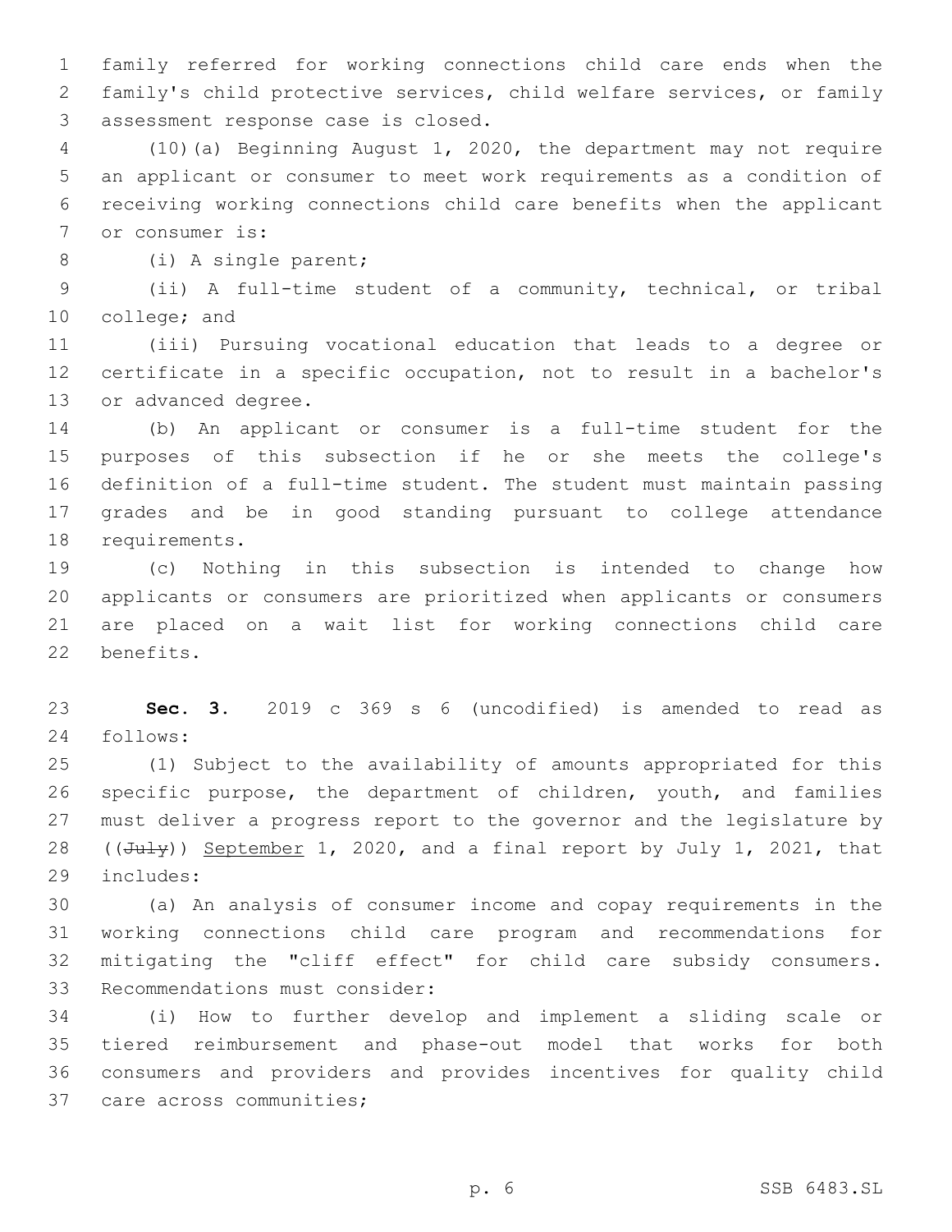family referred for working connections child care ends when the family's child protective services, child welfare services, or family assessment response case is closed.

(10)(a) Beginning August 1, 2020, the department may not require an applicant or consumer to meet work requirements as a condition of receiving working connections child care benefits when the applicant or consumer is:

(i) A single parent;

(ii) A full-time student of a community, technical, or tribal college; and

(iii) Pursuing vocational education that leads to a degree or certificate in a specific occupation, not to result in a bachelor's or advanced degree.

(b) An applicant or consumer is a full-time student for the purposes of this subsection if he or she meets the college's definition of a full-time student. The student must maintain passing grades and be in good standing pursuant to college attendance requirements.

(c) Nothing in this subsection is intended to change how applicants or consumers are prioritized when applicants or consumers are placed on a wait list for working connections child care benefits.

**Sec. 3.** 2019 c 369 s 6 (uncodified) is amended to read as follows:

(1) Subject to the availability of amounts appropriated for this specific purpose, the department of children, youth, and families must deliver a progress report to the governor and the legislature by ((~~July~~)) <u>September</u> 1, 2020, and a final report by July 1, 2021, that includes:

(a) An analysis of consumer income and copay requirements in the working connections child care program and recommendations for mitigating the "cliff effect" for child care subsidy consumers. Recommendations must consider:

(i) How to further develop and implement a sliding scale or tiered reimbursement and phase-out model that works for both consumers and providers and provides incentives for quality child care across communities;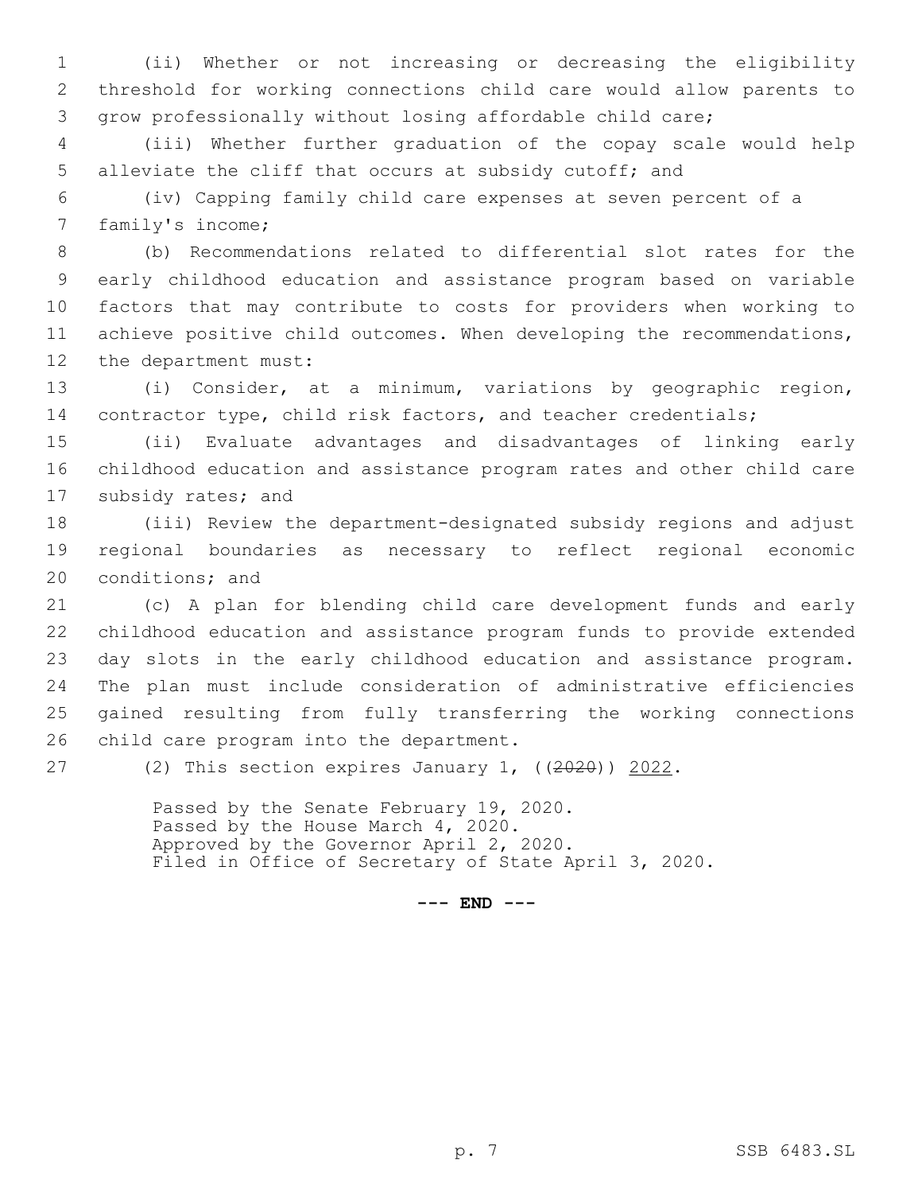(ii) Whether or not increasing or decreasing the eligibility threshold for working connections child care would allow parents to grow professionally without losing affordable child care;

(iii) Whether further graduation of the copay scale would help alleviate the cliff that occurs at subsidy cutoff; and

(iv) Capping family child care expenses at seven percent of a family's income;

(b) Recommendations related to differential slot rates for the early childhood education and assistance program based on variable factors that may contribute to costs for providers when working to achieve positive child outcomes. When developing the recommendations, the department must:

(i) Consider, at a minimum, variations by geographic region, contractor type, child risk factors, and teacher credentials;

(ii) Evaluate advantages and disadvantages of linking early childhood education and assistance program rates and other child care subsidy rates; and

(iii) Review the department-designated subsidy regions and adjust regional boundaries as necessary to reflect regional economic conditions; and

(c) A plan for blending child care development funds and early childhood education and assistance program funds to provide extended day slots in the early childhood education and assistance program. The plan must include consideration of administrative efficiencies gained resulting from fully transferring the working connections child care program into the department.

(2) This section expires January 1, ((~~2020~~)) 2022.

Passed by the Senate February 19, 2020.
Passed by the House March 4, 2020.
Approved by the Governor April 2, 2020.
Filed in Office of Secretary of State April 3, 2020.

**--- END ---**